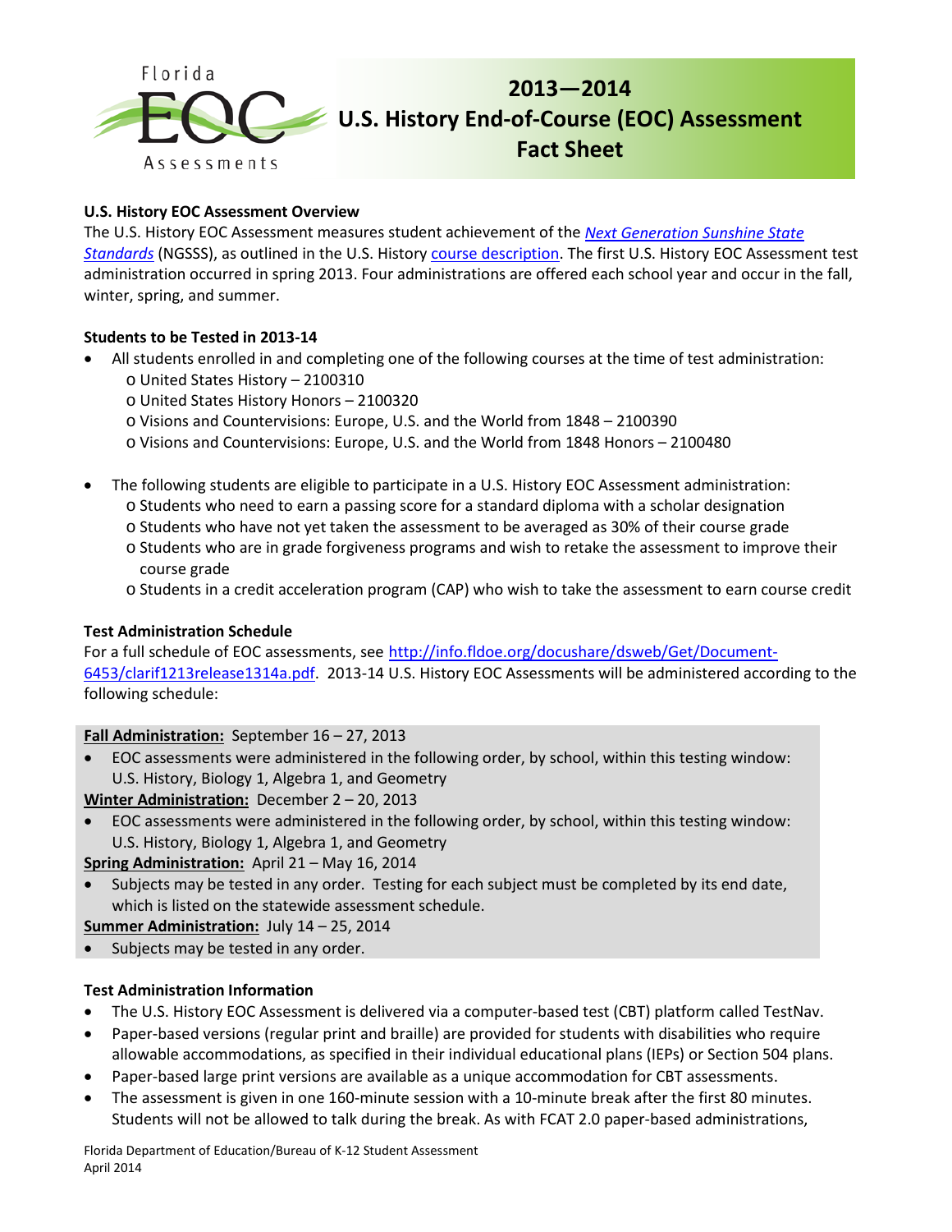# 2013—2014 U.S. History End-of-Course (EOC) Assessment Fact Sheet

### U.S. History EOC Assessment Overview

The U.S. History EOC Assessment measures student achievement of the *Next Generation Sunshine State Standards* (NGSSS), as outlined in the U.S. History course description. The first U.S. History EOC Assessment test administration occurred in spring 2013. Four administrations are offered each school year and occur in the fall, winter, spring, and summer.

### Students to be Tested in 2013-14

- All students enrolled in and completing one of the following courses at the time of test administration:
  - United States History – 2100310
  - United States History Honors – 2100320
  - Visions and Countervisions: Europe, U.S. and the World from 1848 – 2100390
  - Visions and Countervisions: Europe, U.S. and the World from 1848 Honors – 2100480
- The following students are eligible to participate in a U.S. History EOC Assessment administration:
  - Students who need to earn a passing score for a standard diploma with a scholar designation
  - Students who have not yet taken the assessment to be averaged as 30% of their course grade
  - Students who are in grade forgiveness programs and wish to retake the assessment to improve their course grade
  - Students in a credit acceleration program (CAP) who wish to take the assessment to earn course credit

### Test Administration Schedule

For a full schedule of EOC assessments, see http://info.fldoe.org/docushare/dsweb/Get/Document-6453/clarif1213release1314a.pdf. 2013-14 U.S. History EOC Assessments will be administered according to the following schedule:

**Fall Administration:** September 16 – 27, 2013
- EOC assessments were administered in the following order, by school, within this testing window: U.S. History, Biology 1, Algebra 1, and Geometry

**Winter Administration:** December 2 – 20, 2013
- EOC assessments were administered in the following order, by school, within this testing window: U.S. History, Biology 1, Algebra 1, and Geometry

**Spring Administration:** April 21 – May 16, 2014
- Subjects may be tested in any order. Testing for each subject must be completed by its end date, which is listed on the statewide assessment schedule.

**Summer Administration:** July 14 – 25, 2014
- Subjects may be tested in any order.

### Test Administration Information

- The U.S. History EOC Assessment is delivered via a computer-based test (CBT) platform called TestNav.
- Paper-based versions (regular print and braille) are provided for students with disabilities who require allowable accommodations, as specified in their individual educational plans (IEPs) or Section 504 plans.
- Paper-based large print versions are available as a unique accommodation for CBT assessments.
- The assessment is given in one 160-minute session with a 10-minute break after the first 80 minutes. Students will not be allowed to talk during the break. As with FCAT 2.0 paper-based administrations,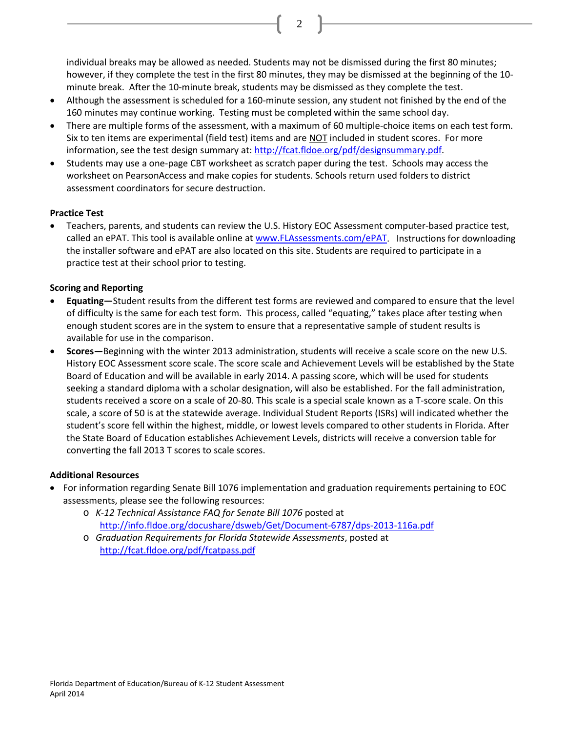individual breaks may be allowed as needed. Students may not be dismissed during the first 80 minutes; however, if they complete the test in the first 80 minutes, they may be dismissed at the beginning of the 10-minute break. After the 10-minute break, students may be dismissed as they complete the test.

- Although the assessment is scheduled for a 160-minute session, any student not finished by the end of the 160 minutes may continue working. Testing must be completed within the same school day.
- There are multiple forms of the assessment, with a maximum of 60 multiple-choice items on each test form. Six to ten items are experimental (field test) items and are NOT included in student scores. For more information, see the test design summary at: http://fcat.fldoe.org/pdf/designsummary.pdf.
- Students may use a one-page CBT worksheet as scratch paper during the test. Schools may access the worksheet on PearsonAccess and make copies for students. Schools return used folders to district assessment coordinators for secure destruction.

**Practice Test**

- Teachers, parents, and students can review the U.S. History EOC Assessment computer-based practice test, called an ePAT. This tool is available online at www.FLAssessments.com/ePAT. Instructions for downloading the installer software and ePAT are also located on this site. Students are required to participate in a practice test at their school prior to testing.

**Scoring and Reporting**

- **Equating—**Student results from the different test forms are reviewed and compared to ensure that the level of difficulty is the same for each test form. This process, called "equating," takes place after testing when enough student scores are in the system to ensure that a representative sample of student results is available for use in the comparison.
- **Scores—**Beginning with the winter 2013 administration, students will receive a scale score on the new U.S. History EOC Assessment score scale. The score scale and Achievement Levels will be established by the State Board of Education and will be available in early 2014. A passing score, which will be used for students seeking a standard diploma with a scholar designation, will also be established. For the fall administration, students received a score on a scale of 20-80. This scale is a special scale known as a T-score scale. On this scale, a score of 50 is at the statewide average. Individual Student Reports (ISRs) will indicated whether the student's score fell within the highest, middle, or lowest levels compared to other students in Florida. After the State Board of Education establishes Achievement Levels, districts will receive a conversion table for converting the fall 2013 T scores to scale scores.

**Additional Resources**

- For information regarding Senate Bill 1076 implementation and graduation requirements pertaining to EOC assessments, please see the following resources:
  - *K-12 Technical Assistance FAQ for Senate Bill 1076* posted at http://info.fldoe.org/docushare/dsweb/Get/Document-6787/dps-2013-116a.pdf
  - *Graduation Requirements for Florida Statewide Assessments*, posted at http://fcat.fldoe.org/pdf/fcatpass.pdf

Florida Department of Education/Bureau of K-12 Student Assessment
April 2014